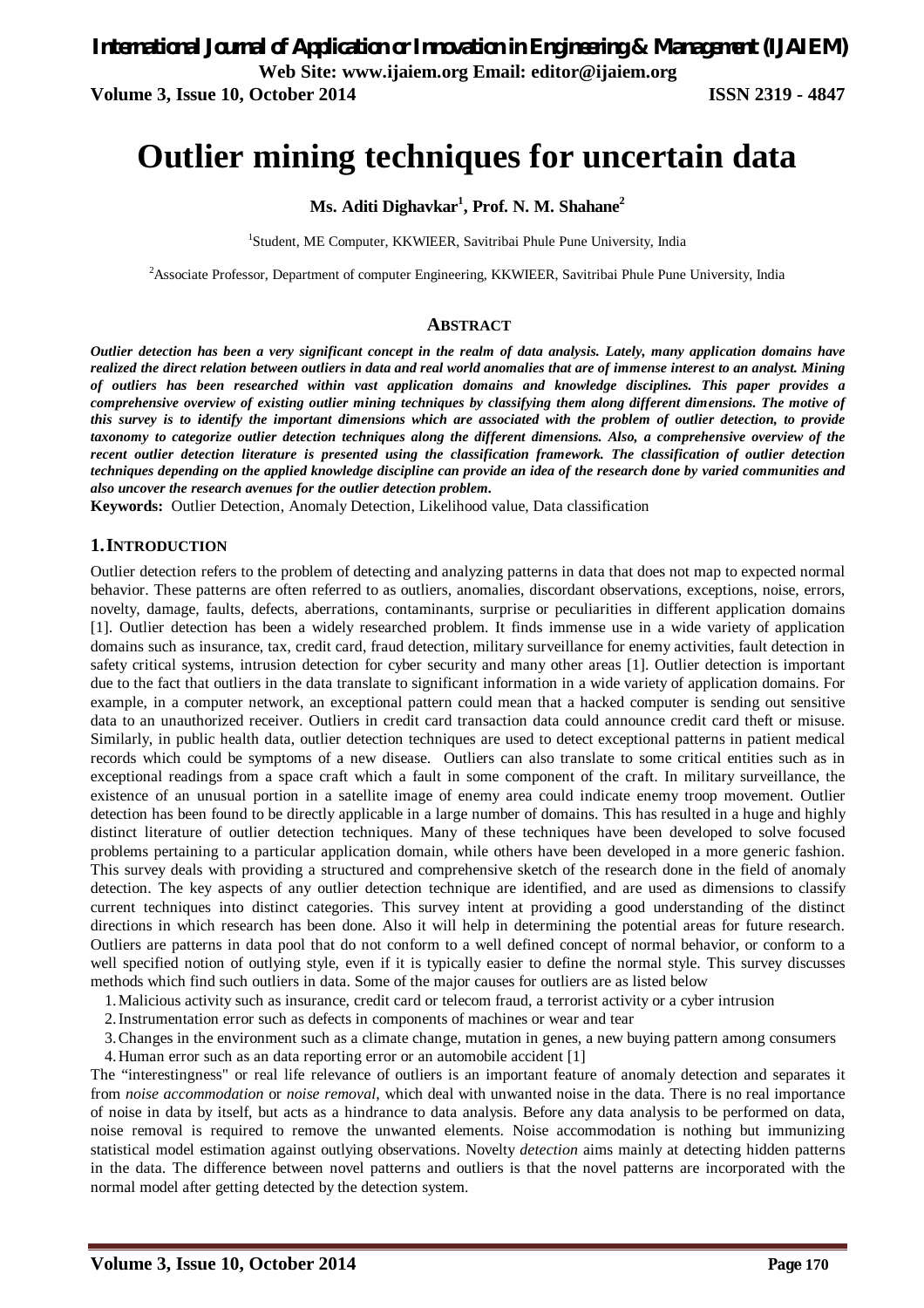# Outlier mining techniques for uncertain data

**Ms. Aditi Dighavkar[1], Prof. N. M. Shahane[2]**

[1]Student, ME Computer, KKWIEER, Savitribai Phule Pune University, India

[2]Associate Professor, Department of computer Engineering, KKWIEER, Savitribai Phule Pune University, India

## Abstract

***Outlier detection has been a very significant concept in the realm of data analysis. Lately, many application domains have realized the direct relation between outliers in data and real world anomalies that are of immense interest to an analyst. Mining of outliers has been researched within vast application domains and knowledge disciplines. This paper provides a comprehensive overview of existing outlier mining techniques by classifying them along different dimensions. The motive of this survey is to identify the important dimensions which are associated with the problem of outlier detection, to provide taxonomy to categorize outlier detection techniques along the different dimensions. Also, a comprehensive overview of the recent outlier detection literature is presented using the classification framework. The classification of outlier detection techniques depending on the applied knowledge discipline can provide an idea of the research done by varied communities and also uncover the research avenues for the outlier detection problem.***

**Keywords:** Outlier Detection, Anomaly Detection, Likelihood value, Data classification

## 1. Introduction

Outlier detection refers to the problem of detecting and analyzing patterns in data that does not map to expected normal behavior. These patterns are often referred to as outliers, anomalies, discordant observations, exceptions, noise, errors, novelty, damage, faults, defects, aberrations, contaminants, surprise or peculiarities in different application domains [1]. Outlier detection has been a widely researched problem. It finds immense use in a wide variety of application domains such as insurance, tax, credit card, fraud detection, military surveillance for enemy activities, fault detection in safety critical systems, intrusion detection for cyber security and many other areas [1]. Outlier detection is important due to the fact that outliers in the data translate to significant information in a wide variety of application domains. For example, in a computer network, an exceptional pattern could mean that a hacked computer is sending out sensitive data to an unauthorized receiver. Outliers in credit card transaction data could announce credit card theft or misuse. Similarly, in public health data, outlier detection techniques are used to detect exceptional patterns in patient medical records which could be symptoms of a new disease. Outliers can also translate to some critical entities such as in exceptional readings from a space craft which a fault in some component of the craft. In military surveillance, the existence of an unusual portion in a satellite image of enemy area could indicate enemy troop movement. Outlier detection has been found to be directly applicable in a large number of domains. This has resulted in a huge and highly distinct literature of outlier detection techniques. Many of these techniques have been developed to solve focused problems pertaining to a particular application domain, while others have been developed in a more generic fashion. This survey deals with providing a structured and comprehensive sketch of the research done in the field of anomaly detection. The key aspects of any outlier detection technique are identified, and are used as dimensions to classify current techniques into distinct categories. This survey intent at providing a good understanding of the distinct directions in which research has been done. Also it will help in determining the potential areas for future research. Outliers are patterns in data pool that do not conform to a well defined concept of normal behavior, or conform to a well specified notion of outlying style, even if it is typically easier to define the normal style. This survey discusses methods which find such outliers in data. Some of the major causes for outliers are as listed below

1. Malicious activity such as insurance, credit card or telecom fraud, a terrorist activity or a cyber intrusion
2. Instrumentation error such as defects in components of machines or wear and tear
3. Changes in the environment such as a climate change, mutation in genes, a new buying pattern among consumers
4. Human error such as an data reporting error or an automobile accident [1]

The "interestingness" or real life relevance of outliers is an important feature of anomaly detection and separates it from *noise accommodation* or *noise removal,* which deal with unwanted noise in the data. There is no real importance of noise in data by itself, but acts as a hindrance to data analysis. Before any data analysis to be performed on data, noise removal is required to remove the unwanted elements. Noise accommodation is nothing but immunizing statistical model estimation against outlying observations. Novelty *detection* aims mainly at detecting hidden patterns in the data. The difference between novel patterns and outliers is that the novel patterns are incorporated with the normal model after getting detected by the detection system.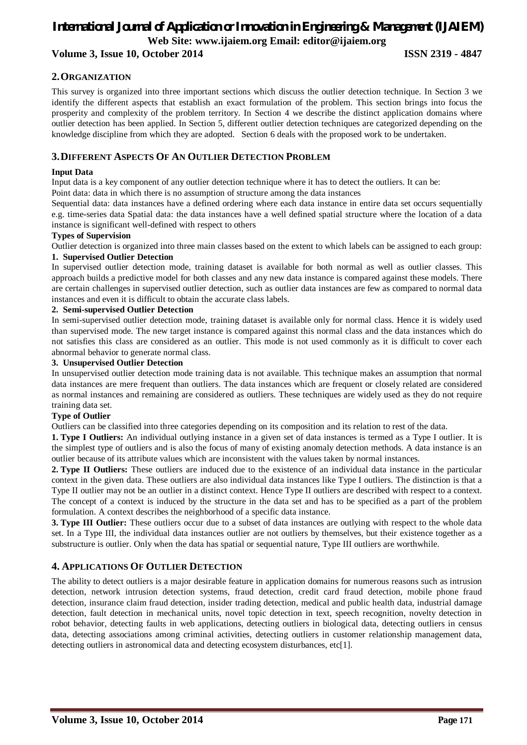## 2. ORGANIZATION

This survey is organized into three important sections which discuss the outlier detection technique. In Section 3 we identify the different aspects that establish an exact formulation of the problem. This section brings into focus the prosperity and complexity of the problem territory. In Section 4 we describe the distinct application domains where outlier detection has been applied. In Section 5, different outlier detection techniques are categorized depending on the knowledge discipline from which they are adopted. Section 6 deals with the proposed work to be undertaken.

## 3. DIFFERENT ASPECTS OF AN OUTLIER DETECTION PROBLEM

**Input Data**

Input data is a key component of any outlier detection technique where it has to detect the outliers. It can be:

Point data: data in which there is no assumption of structure among the data instances

Sequential data: data instances have a defined ordering where each data instance in entire data set occurs sequentially e.g. time-series data Spatial data: the data instances have a well defined spatial structure where the location of a data instance is significant well-defined with respect to others

**Types of Supervision**

Outlier detection is organized into three main classes based on the extent to which labels can be assigned to each group:

**1. Supervised Outlier Detection**

In supervised outlier detection mode, training dataset is available for both normal as well as outlier classes. This approach builds a predictive model for both classes and any new data instance is compared against these models. There are certain challenges in supervised outlier detection, such as outlier data instances are few as compared to normal data instances and even it is difficult to obtain the accurate class labels.

**2. Semi-supervised Outlier Detection**

In semi-supervised outlier detection mode, training dataset is available only for normal class. Hence it is widely used than supervised mode. The new target instance is compared against this normal class and the data instances which do not satisfies this class are considered as an outlier. This mode is not used commonly as it is difficult to cover each abnormal behavior to generate normal class.

**3. Unsupervised Outlier Detection**

In unsupervised outlier detection mode training data is not available. This technique makes an assumption that normal data instances are mere frequent than outliers. The data instances which are frequent or closely related are considered as normal instances and remaining are considered as outliers. These techniques are widely used as they do not require training data set.

**Type of Outlier**

Outliers can be classified into three categories depending on its composition and its relation to rest of the data.

**1. Type I Outliers:** An individual outlying instance in a given set of data instances is termed as a Type I outlier. It is the simplest type of outliers and is also the focus of many of existing anomaly detection methods. A data instance is an outlier because of its attribute values which are inconsistent with the values taken by normal instances.

**2. Type II Outliers:** These outliers are induced due to the existence of an individual data instance in the particular context in the given data. These outliers are also individual data instances like Type I outliers. The distinction is that a Type II outlier may not be an outlier in a distinct context. Hence Type II outliers are described with respect to a context. The concept of a context is induced by the structure in the data set and has to be specified as a part of the problem formulation. A context describes the neighborhood of a specific data instance.

**3. Type III Outlier:** These outliers occur due to a subset of data instances are outlying with respect to the whole data set. In a Type III, the individual data instances outlier are not outliers by themselves, but their existence together as a substructure is outlier. Only when the data has spatial or sequential nature, Type III outliers are worthwhile.

## 4. APPLICATIONS OF OUTLIER DETECTION

The ability to detect outliers is a major desirable feature in application domains for numerous reasons such as intrusion detection, network intrusion detection systems, fraud detection, credit card fraud detection, mobile phone fraud detection, insurance claim fraud detection, insider trading detection, medical and public health data, industrial damage detection, fault detection in mechanical units, novel topic detection in text, speech recognition, novelty detection in robot behavior, detecting faults in web applications, detecting outliers in biological data, detecting outliers in census data, detecting associations among criminal activities, detecting outliers in customer relationship management data, detecting outliers in astronomical data and detecting ecosystem disturbances, etc[1].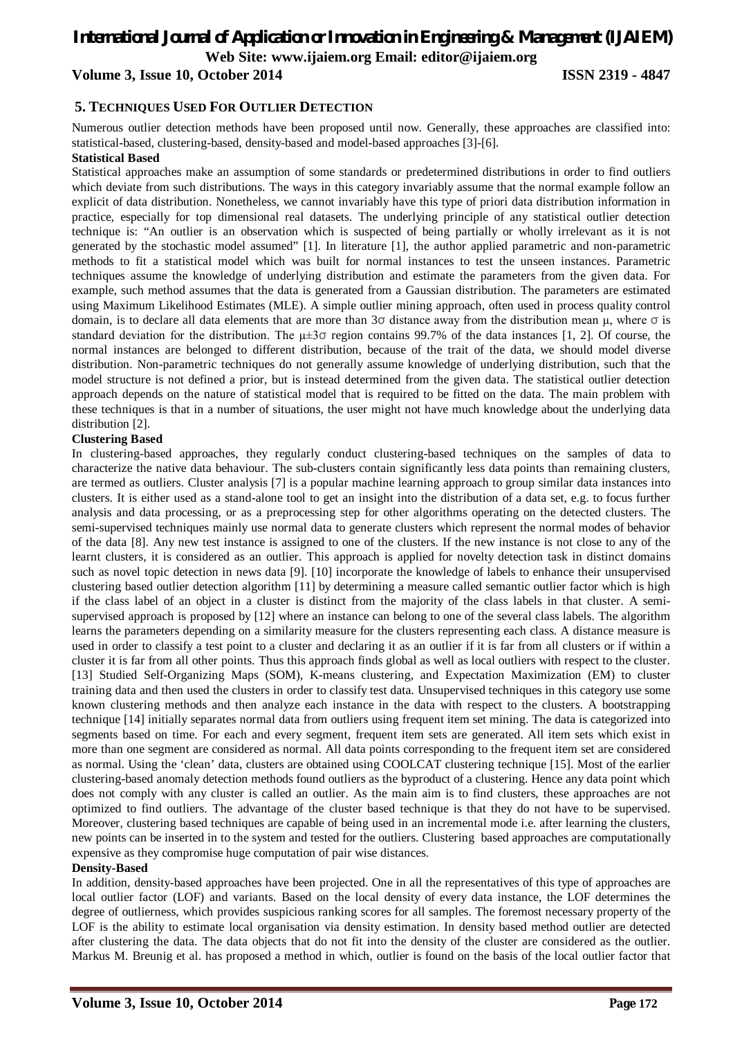## 5. TECHNIQUES USED FOR OUTLIER DETECTION

Numerous outlier detection methods have been proposed until now. Generally, these approaches are classified into: statistical-based, clustering-based, density-based and model-based approaches [3]-[6].

**Statistical Based**

Statistical approaches make an assumption of some standards or predetermined distributions in order to find outliers which deviate from such distributions. The ways in this category invariably assume that the normal example follow an explicit of data distribution. Nonetheless, we cannot invariably have this type of priori data distribution information in practice, especially for top dimensional real datasets. The underlying principle of any statistical outlier detection technique is: "An outlier is an observation which is suspected of being partially or wholly irrelevant as it is not generated by the stochastic model assumed" [1]. In literature [1], the author applied parametric and non-parametric methods to fit a statistical model which was built for normal instances to test the unseen instances. Parametric techniques assume the knowledge of underlying distribution and estimate the parameters from the given data. For example, such method assumes that the data is generated from a Gaussian distribution. The parameters are estimated using Maximum Likelihood Estimates (MLE). A simple outlier mining approach, often used in process quality control domain, is to declare all data elements that are more than $3\sigma$ distance away from the distribution mean $\mu$, where $\sigma$ is standard deviation for the distribution. The $\mu\pm3\sigma$ region contains 99.7% of the data instances [1, 2]. Of course, the normal instances are belonged to different distribution, because of the trait of the data, we should model diverse distribution. Non-parametric techniques do not generally assume knowledge of underlying distribution, such that the model structure is not defined a prior, but is instead determined from the given data. The statistical outlier detection approach depends on the nature of statistical model that is required to be fitted on the data. The main problem with these techniques is that in a number of situations, the user might not have much knowledge about the underlying data distribution [2].

**Clustering Based**

In clustering-based approaches, they regularly conduct clustering-based techniques on the samples of data to characterize the native data behaviour. The sub-clusters contain significantly less data points than remaining clusters, are termed as outliers. Cluster analysis [7] is a popular machine learning approach to group similar data instances into clusters. It is either used as a stand-alone tool to get an insight into the distribution of a data set, e.g. to focus further analysis and data processing, or as a preprocessing step for other algorithms operating on the detected clusters. The semi-supervised techniques mainly use normal data to generate clusters which represent the normal modes of behavior of the data [8]. Any new test instance is assigned to one of the clusters. If the new instance is not close to any of the learnt clusters, it is considered as an outlier. This approach is applied for novelty detection task in distinct domains such as novel topic detection in news data [9]. [10] incorporate the knowledge of labels to enhance their unsupervised clustering based outlier detection algorithm [11] by determining a measure called semantic outlier factor which is high if the class label of an object in a cluster is distinct from the majority of the class labels in that cluster. A semi-supervised approach is proposed by [12] where an instance can belong to one of the several class labels. The algorithm learns the parameters depending on a similarity measure for the clusters representing each class. A distance measure is used in order to classify a test point to a cluster and declaring it as an outlier if it is far from all clusters or if within a cluster it is far from all other points. Thus this approach finds global as well as local outliers with respect to the cluster. [13] Studied Self-Organizing Maps (SOM), K-means clustering, and Expectation Maximization (EM) to cluster training data and then used the clusters in order to classify test data. Unsupervised techniques in this category use some known clustering methods and then analyze each instance in the data with respect to the clusters. A bootstrapping technique [14] initially separates normal data from outliers using frequent item set mining. The data is categorized into segments based on time. For each and every segment, frequent item sets are generated. All item sets which exist in more than one segment are considered as normal. All data points corresponding to the frequent item set are considered as normal. Using the 'clean' data, clusters are obtained using COOLCAT clustering technique [15]. Most of the earlier clustering-based anomaly detection methods found outliers as the byproduct of a clustering. Hence any data point which does not comply with any cluster is called an outlier. As the main aim is to find clusters, these approaches are not optimized to find outliers. The advantage of the cluster based technique is that they do not have to be supervised. Moreover, clustering based techniques are capable of being used in an incremental mode i.e. after learning the clusters, new points can be inserted in to the system and tested for the outliers. Clustering based approaches are computationally expensive as they compromise huge computation of pair wise distances.

**Density-Based**

In addition, density-based approaches have been projected. One in all the representatives of this type of approaches are local outlier factor (LOF) and variants. Based on the local density of every data instance, the LOF determines the degree of outlierness, which provides suspicious ranking scores for all samples. The foremost necessary property of the LOF is the ability to estimate local organisation via density estimation. In density based method outlier are detected after clustering the data. The data objects that do not fit into the density of the cluster are considered as the outlier. Markus M. Breunig et al. has proposed a method in which, outlier is found on the basis of the local outlier factor that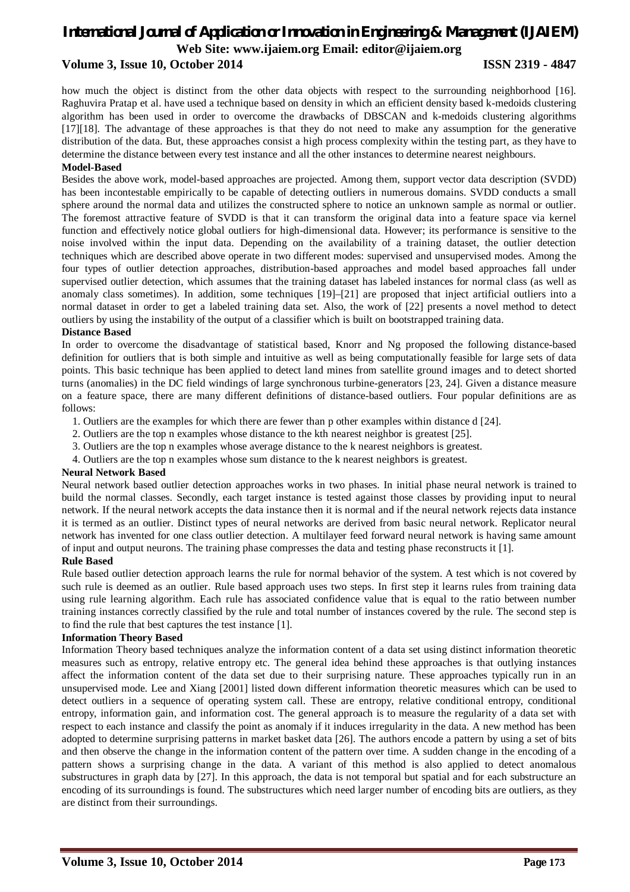how much the object is distinct from the other data objects with respect to the surrounding neighborhood [16]. Raghuvira Pratap et al. have used a technique based on density in which an efficient density based k-medoids clustering algorithm has been used in order to overcome the drawbacks of DBSCAN and k-medoids clustering algorithms [17][18]. The advantage of these approaches is that they do not need to make any assumption for the generative distribution of the data. But, these approaches consist a high process complexity within the testing part, as they have to determine the distance between every test instance and all the other instances to determine nearest neighbours.

**Model-Based**

Besides the above work, model-based approaches are projected. Among them, support vector data description (SVDD) has been incontestable empirically to be capable of detecting outliers in numerous domains. SVDD conducts a small sphere around the normal data and utilizes the constructed sphere to notice an unknown sample as normal or outlier. The foremost attractive feature of SVDD is that it can transform the original data into a feature space via kernel function and effectively notice global outliers for high-dimensional data. However; its performance is sensitive to the noise involved within the input data. Depending on the availability of a training dataset, the outlier detection techniques which are described above operate in two different modes: supervised and unsupervised modes. Among the four types of outlier detection approaches, distribution-based approaches and model based approaches fall under supervised outlier detection, which assumes that the training dataset has labeled instances for normal class (as well as anomaly class sometimes). In addition, some techniques [19]–[21] are proposed that inject artificial outliers into a normal dataset in order to get a labeled training data set. Also, the work of [22] presents a novel method to detect outliers by using the instability of the output of a classifier which is built on bootstrapped training data.

**Distance Based**

In order to overcome the disadvantage of statistical based, Knorr and Ng proposed the following distance-based definition for outliers that is both simple and intuitive as well as being computationally feasible for large sets of data points. This basic technique has been applied to detect land mines from satellite ground images and to detect shorted turns (anomalies) in the DC field windings of large synchronous turbine-generators [23, 24]. Given a distance measure on a feature space, there are many different definitions of distance-based outliers. Four popular definitions are as follows:

1. Outliers are the examples for which there are fewer than p other examples within distance d [24].
2. Outliers are the top n examples whose distance to the kth nearest neighbor is greatest [25].
3. Outliers are the top n examples whose average distance to the k nearest neighbors is greatest.
4. Outliers are the top n examples whose sum distance to the k nearest neighbors is greatest.

**Neural Network Based**

Neural network based outlier detection approaches works in two phases. In initial phase neural network is trained to build the normal classes. Secondly, each target instance is tested against those classes by providing input to neural network. If the neural network accepts the data instance then it is normal and if the neural network rejects data instance it is termed as an outlier. Distinct types of neural networks are derived from basic neural network. Replicator neural network has invented for one class outlier detection. A multilayer feed forward neural network is having same amount of input and output neurons. The training phase compresses the data and testing phase reconstructs it [1].

**Rule Based**

Rule based outlier detection approach learns the rule for normal behavior of the system. A test which is not covered by such rule is deemed as an outlier. Rule based approach uses two steps. In first step it learns rules from training data using rule learning algorithm. Each rule has associated confidence value that is equal to the ratio between number training instances correctly classified by the rule and total number of instances covered by the rule. The second step is to find the rule that best captures the test instance [1].

**Information Theory Based**

Information Theory based techniques analyze the information content of a data set using distinct information theoretic measures such as entropy, relative entropy etc. The general idea behind these approaches is that outlying instances affect the information content of the data set due to their surprising nature. These approaches typically run in an unsupervised mode. Lee and Xiang [2001] listed down different information theoretic measures which can be used to detect outliers in a sequence of operating system call. These are entropy, relative conditional entropy, conditional entropy, information gain, and information cost. The general approach is to measure the regularity of a data set with respect to each instance and classify the point as anomaly if it induces irregularity in the data. A new method has been adopted to determine surprising patterns in market basket data [26]. The authors encode a pattern by using a set of bits and then observe the change in the information content of the pattern over time. A sudden change in the encoding of a pattern shows a surprising change in the data. A variant of this method is also applied to detect anomalous substructures in graph data by [27]. In this approach, the data is not temporal but spatial and for each substructure an encoding of its surroundings is found. The substructures which need larger number of encoding bits are outliers, as they are distinct from their surroundings.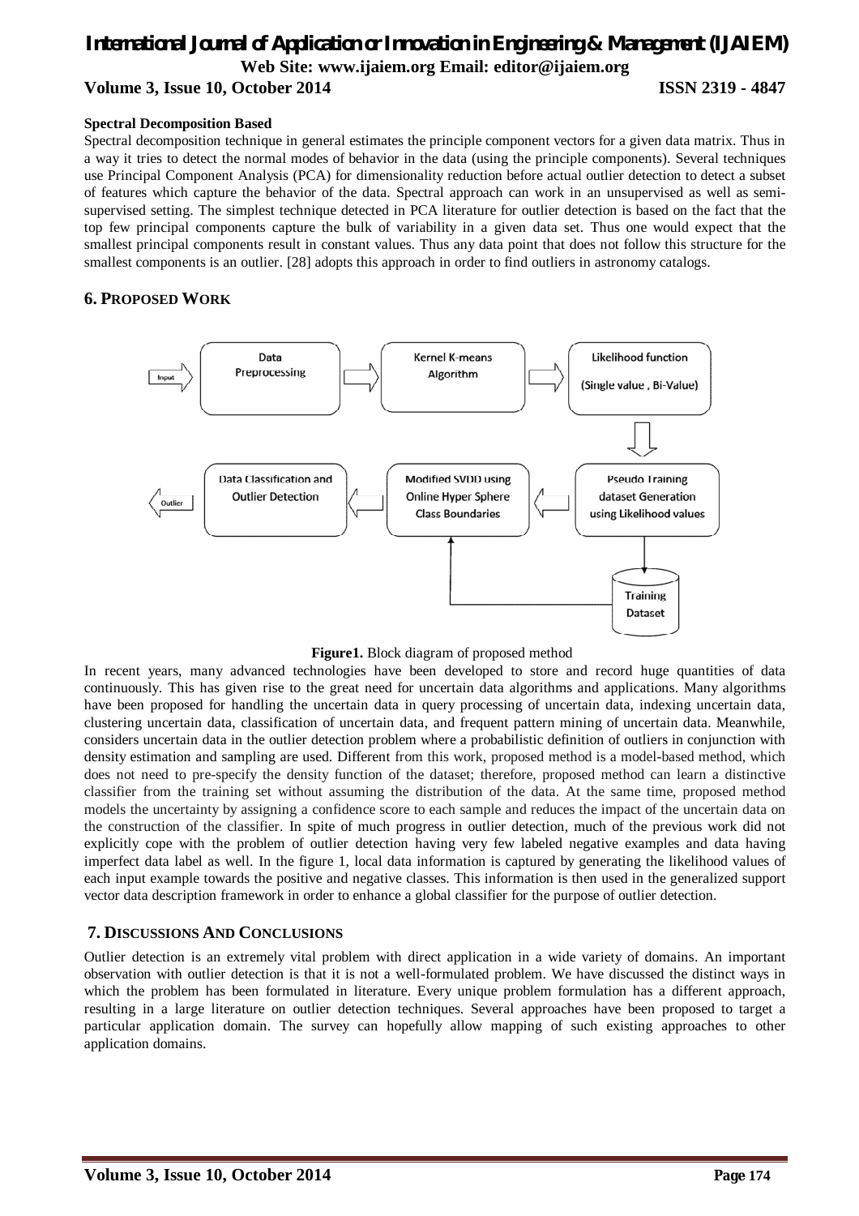**Spectral Decomposition Based**

Spectral decomposition technique in general estimates the principle component vectors for a given data matrix. Thus in a way it tries to detect the normal modes of behavior in the data (using the principle components). Several techniques use Principal Component Analysis (PCA) for dimensionality reduction before actual outlier detection to detect a subset of features which capture the behavior of the data. Spectral approach can work in an unsupervised as well as semi-supervised setting. The simplest technique detected in PCA literature for outlier detection is based on the fact that the top few principal components capture the bulk of variability in a given data set. Thus one would expect that the smallest principal components result in constant values. Thus any data point that does not follow this structure for the smallest components is an outlier. [28] adopts this approach in order to find outliers in astronomy catalogs.

## 6. PROPOSED WORK

**Figure1.** Block diagram of proposed method

In recent years, many advanced technologies have been developed to store and record huge quantities of data continuously. This has given rise to the great need for uncertain data algorithms and applications. Many algorithms have been proposed for handling the uncertain data in query processing of uncertain data, indexing uncertain data, clustering uncertain data, classification of uncertain data, and frequent pattern mining of uncertain data. Meanwhile, considers uncertain data in the outlier detection problem where a probabilistic definition of outliers in conjunction with density estimation and sampling are used. Different from this work, proposed method is a model-based method, which does not need to pre-specify the density function of the dataset; therefore, proposed method can learn a distinctive classifier from the training set without assuming the distribution of the data. At the same time, proposed method models the uncertainty by assigning a confidence score to each sample and reduces the impact of the uncertain data on the construction of the classifier. In spite of much progress in outlier detection, much of the previous work did not explicitly cope with the problem of outlier detection having very few labeled negative examples and data having imperfect data label as well. In the figure 1, local data information is captured by generating the likelihood values of each input example towards the positive and negative classes. This information is then used in the generalized support vector data description framework in order to enhance a global classifier for the purpose of outlier detection.

## 7. DISCUSSIONS AND CONCLUSIONS

Outlier detection is an extremely vital problem with direct application in a wide variety of domains. An important observation with outlier detection is that it is not a well-formulated problem. We have discussed the distinct ways in which the problem has been formulated in literature. Every unique problem formulation has a different approach, resulting in a large literature on outlier detection techniques. Several approaches have been proposed to target a particular application domain. The survey can hopefully allow mapping of such existing approaches to other application domains.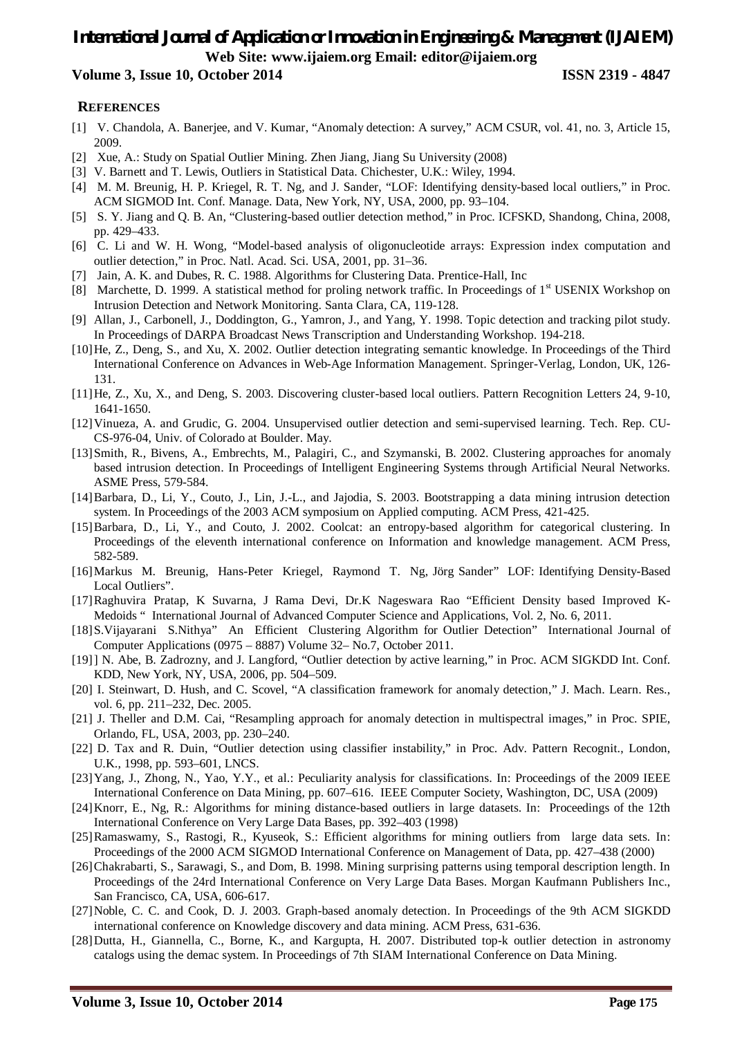## REFERENCES

[1] V. Chandola, A. Banerjee, and V. Kumar, “Anomaly detection: A survey,” ACM CSUR, vol. 41, no. 3, Article 15, 2009.

[2] Xue, A.: Study on Spatial Outlier Mining. Zhen Jiang, Jiang Su University (2008)

[3] V. Barnett and T. Lewis, Outliers in Statistical Data. Chichester, U.K.: Wiley, 1994.

[4] M. M. Breunig, H. P. Kriegel, R. T. Ng, and J. Sander, “LOF: Identifying density-based local outliers,” in Proc. ACM SIGMOD Int. Conf. Manage. Data, New York, NY, USA, 2000, pp. 93–104.

[5] S. Y. Jiang and Q. B. An, “Clustering-based outlier detection method,” in Proc. ICFSKD, Shandong, China, 2008, pp. 429–433.

[6] C. Li and W. H. Wong, “Model-based analysis of oligonucleotide arrays: Expression index computation and outlier detection,” in Proc. Natl. Acad. Sci. USA, 2001, pp. 31–36.

[7] Jain, A. K. and Dubes, R. C. 1988. Algorithms for Clustering Data. Prentice-Hall, Inc

[8] Marchette, D. 1999. A statistical method for proling network traffic. In Proceedings of 1st USENIX Workshop on Intrusion Detection and Network Monitoring. Santa Clara, CA, 119-128.

[9] Allan, J., Carbonell, J., Doddington, G., Yamron, J., and Yang, Y. 1998. Topic detection and tracking pilot study. In Proceedings of DARPA Broadcast News Transcription and Understanding Workshop. 194-218.

[10] He, Z., Deng, S., and Xu, X. 2002. Outlier detection integrating semantic knowledge. In Proceedings of the Third International Conference on Advances in Web-Age Information Management. Springer-Verlag, London, UK, 126-131.

[11] He, Z., Xu, X., and Deng, S. 2003. Discovering cluster-based local outliers. Pattern Recognition Letters 24, 9-10, 1641-1650.

[12] Vinueza, A. and Grudic, G. 2004. Unsupervised outlier detection and semi-supervised learning. Tech. Rep. CU-CS-976-04, Univ. of Colorado at Boulder. May.

[13] Smith, R., Bivens, A., Embrechts, M., Palagiri, C., and Szymanski, B. 2002. Clustering approaches for anomaly based intrusion detection. In Proceedings of Intelligent Engineering Systems through Artificial Neural Networks. ASME Press, 579-584.

[14] Barbara, D., Li, Y., Couto, J., Lin, J.-L., and Jajodia, S. 2003. Bootstrapping a data mining intrusion detection system. In Proceedings of the 2003 ACM symposium on Applied computing. ACM Press, 421-425.

[15] Barbara, D., Li, Y., and Couto, J. 2002. Coolcat: an entropy-based algorithm for categorical clustering. In Proceedings of the eleventh international conference on Information and knowledge management. ACM Press, 582-589.

[16] Markus M. Breunig, Hans-Peter Kriegel, Raymond T. Ng, Jörg Sander” LOF: Identifying Density-Based Local Outliers”.

[17] Raghuvira Pratap, K Suvarna, J Rama Devi, Dr.K Nageswara Rao “Efficient Density based Improved K-Medoids “ International Journal of Advanced Computer Science and Applications, Vol. 2, No. 6, 2011.

[18] S.Vijayarani S.Nithya” An Efficient Clustering Algorithm for Outlier Detection” International Journal of Computer Applications (0975 – 8887) Volume 32– No.7, October 2011.

[19] ] N. Abe, B. Zadrozny, and J. Langford, “Outlier detection by active learning,” in Proc. ACM SIGKDD Int. Conf. KDD, New York, NY, USA, 2006, pp. 504–509.

[20] I. Steinwart, D. Hush, and C. Scovel, “A classification framework for anomaly detection,” J. Mach. Learn. Res., vol. 6, pp. 211–232, Dec. 2005.

[21] J. Theller and D.M. Cai, “Resampling approach for anomaly detection in multispectral images,” in Proc. SPIE, Orlando, FL, USA, 2003, pp. 230–240.

[22] D. Tax and R. Duin, “Outlier detection using classifier instability,” in Proc. Adv. Pattern Recognit., London, U.K., 1998, pp. 593–601, LNCS.

[23] Yang, J., Zhong, N., Yao, Y.Y., et al.: Peculiarity analysis for classifications. In: Proceedings of the 2009 IEEE International Conference on Data Mining, pp. 607–616. IEEE Computer Society, Washington, DC, USA (2009)

[24] Knorr, E., Ng, R.: Algorithms for mining distance-based outliers in large datasets. In: Proceedings of the 12th International Conference on Very Large Data Bases, pp. 392–403 (1998)

[25] Ramaswamy, S., Rastogi, R., Kyuseok, S.: Efficient algorithms for mining outliers from large data sets. In: Proceedings of the 2000 ACM SIGMOD International Conference on Management of Data, pp. 427–438 (2000)

[26] Chakrabarti, S., Sarawagi, S., and Dom, B. 1998. Mining surprising patterns using temporal description length. In Proceedings of the 24rd International Conference on Very Large Data Bases. Morgan Kaufmann Publishers Inc., San Francisco, CA, USA, 606-617.

[27] Noble, C. C. and Cook, D. J. 2003. Graph-based anomaly detection. In Proceedings of the 9th ACM SIGKDD international conference on Knowledge discovery and data mining. ACM Press, 631-636.

[28] Dutta, H., Giannella, C., Borne, K., and Kargupta, H. 2007. Distributed top-k outlier detection in astronomy catalogs using the demac system. In Proceedings of 7th SIAM International Conference on Data Mining.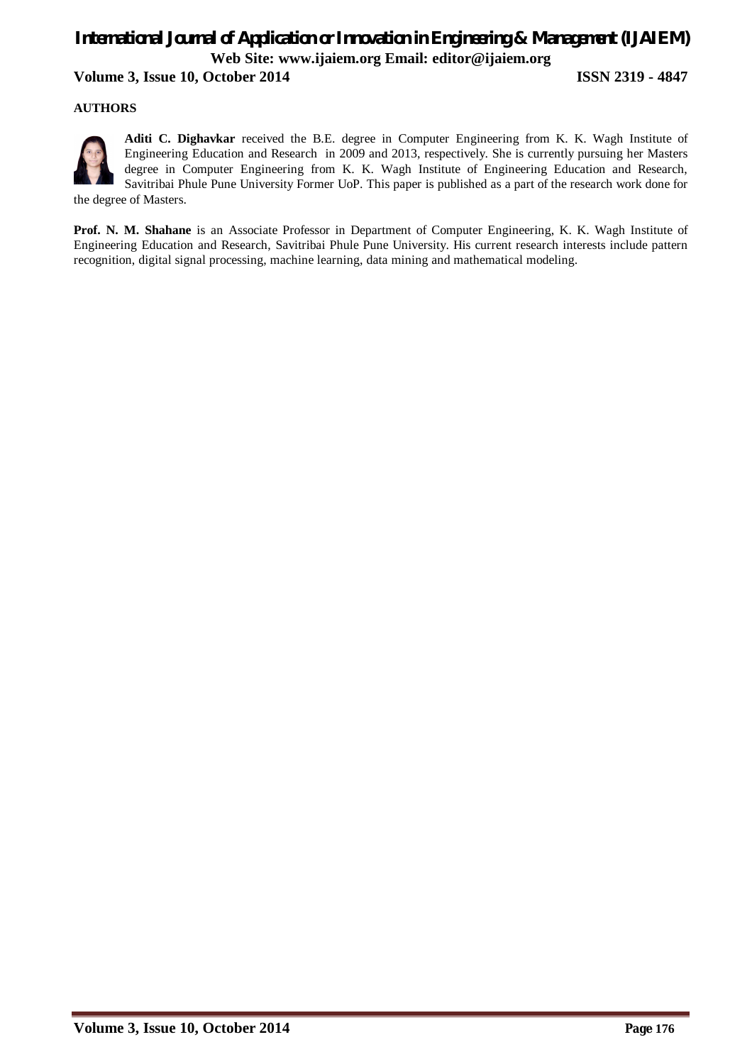**AUTHORS**

**Aditi C. Dighavkar** received the B.E. degree in Computer Engineering from K. K. Wagh Institute of Engineering Education and Research in 2009 and 2013, respectively. She is currently pursuing her Masters degree in Computer Engineering from K. K. Wagh Institute of Engineering Education and Research, Savitribai Phule Pune University Former UoP. This paper is published as a part of the research work done for the degree of Masters.

**Prof. N. M. Shahane** is an Associate Professor in Department of Computer Engineering, K. K. Wagh Institute of Engineering Education and Research, Savitribai Phule Pune University. His current research interests include pattern recognition, digital signal processing, machine learning, data mining and mathematical modeling.